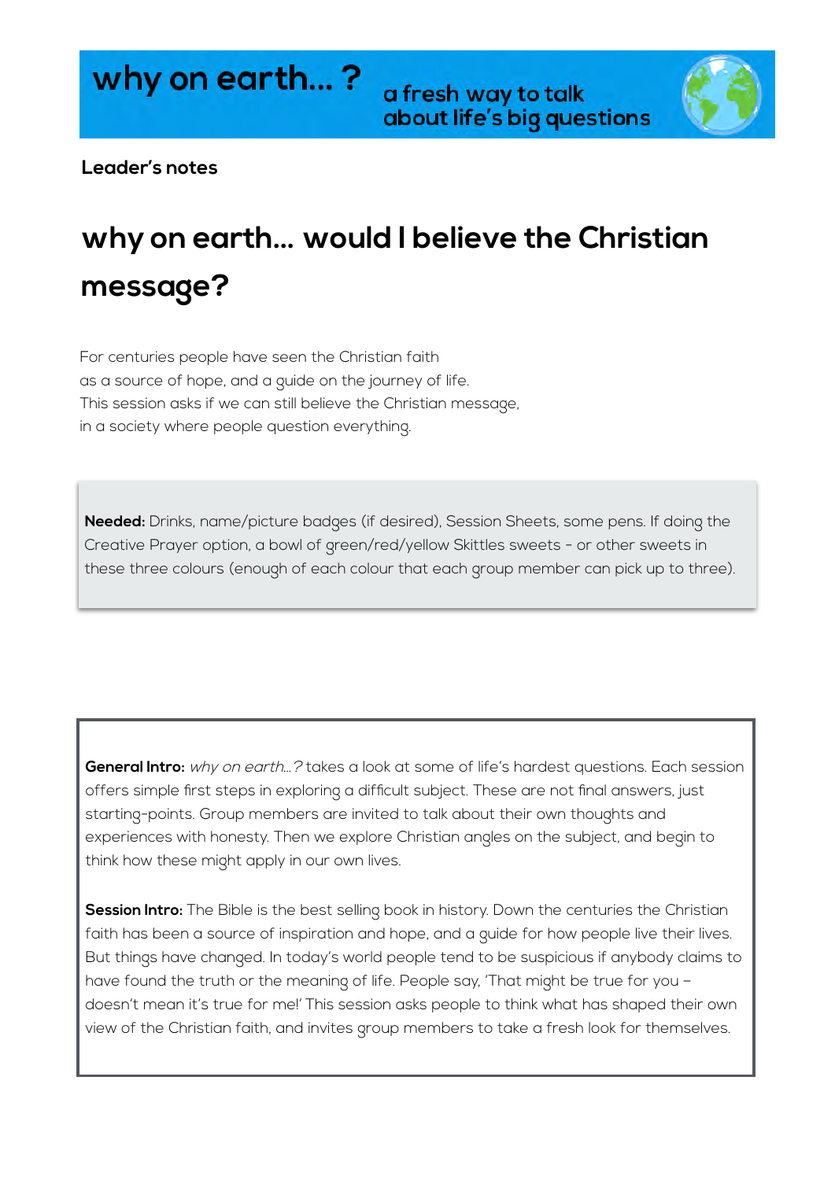# why on earth... ?

a fresh way to talk about life's big questions

**Leader's notes**

## why on earth... would I believe the Christian message?

For centuries people have seen the Christian faith
as a source of hope, and a guide on the journey of life.
This session asks if we can still believe the Christian message,
in a society where people question everything.

**Needed:** Drinks, name/picture badges (if desired), Session Sheets, some pens. If doing the Creative Prayer option, a bowl of green/red/yellow Skittles sweets - or other sweets in these three colours (enough of each colour that each group member can pick up to three).

**General Intro:** *why on earth...?* takes a look at some of life's hardest questions. Each session offers simple first steps in exploring a difficult subject. These are not final answers, just starting-points. Group members are invited to talk about their own thoughts and experiences with honesty. Then we explore Christian angles on the subject, and begin to think how these might apply in our own lives.

**Session Intro:** The Bible is the best selling book in history. Down the centuries the Christian faith has been a source of inspiration and hope, and a guide for how people live their lives. But things have changed. In today's world people tend to be suspicious if anybody claims to have found the truth or the meaning of life. People say, 'That might be true for you – doesn't mean it's true for me!' This session asks people to think what has shaped their own view of the Christian faith, and invites group members to take a fresh look for themselves.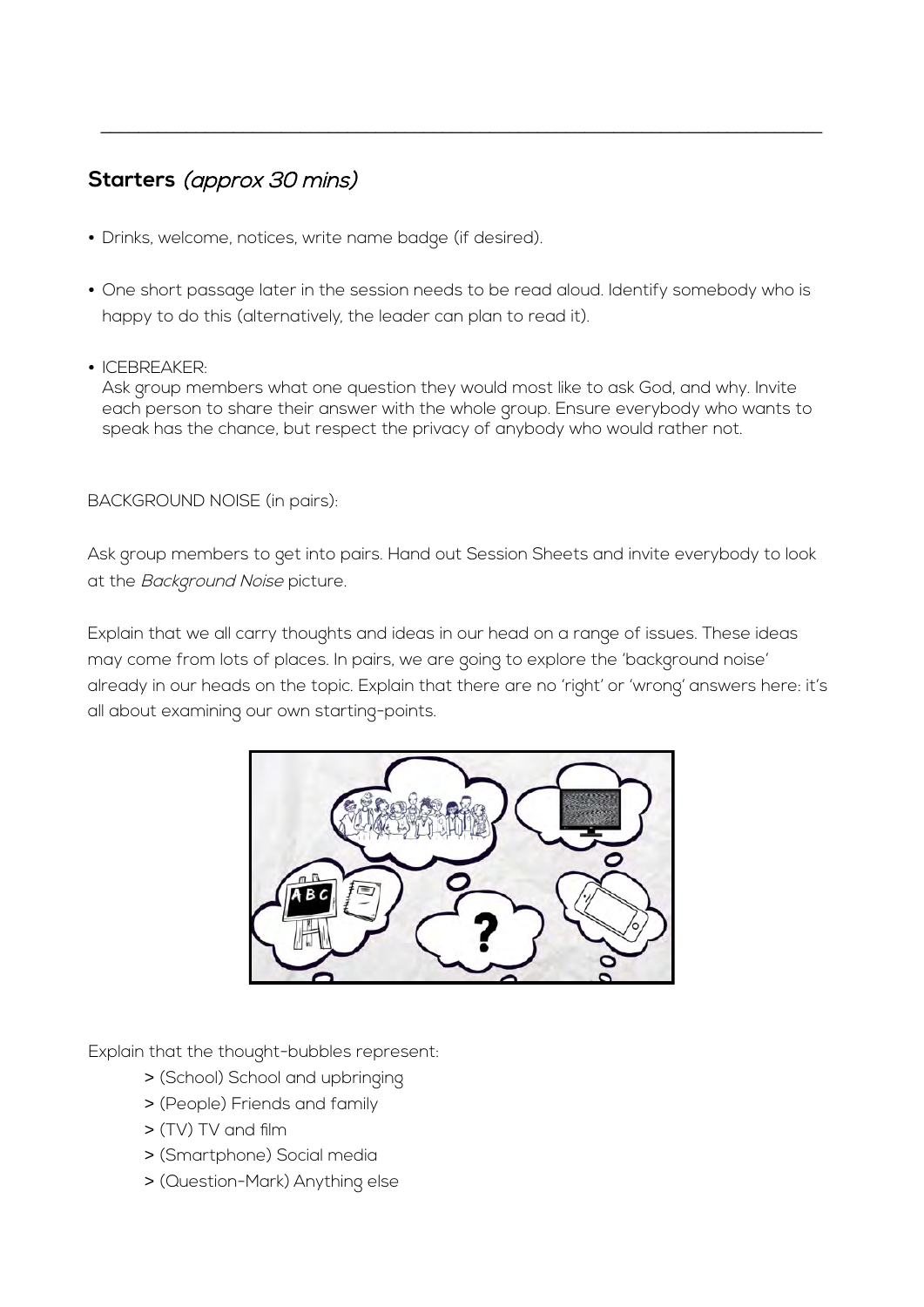## **Starters** *(approx 30 mins)*

- Drinks, welcome, notices, write name badge (if desired).
- One short passage later in the session needs to be read aloud. Identify somebody who is happy to do this (alternatively, the leader can plan to read it).
- ICEBREAKER:
  Ask group members what one question they would most like to ask God, and why. Invite each person to share their answer with the whole group. Ensure everybody who wants to speak has the chance, but respect the privacy of anybody who would rather not.

BACKGROUND NOISE (in pairs):

Ask group members to get into pairs. Hand out Session Sheets and invite everybody to look at the *Background Noise* picture.

Explain that we all carry thoughts and ideas in our head on a range of issues. These ideas may come from lots of places. In pairs, we are going to explore the 'background noise' already in our heads on the topic. Explain that there are no 'right' or 'wrong' answers here: it's all about examining our own starting-points.

Explain that the thought-bubbles represent:

> (School) School and upbringing
> (People) Friends and family
> (TV) TV and film
> (Smartphone) Social media
> (Question-Mark) Anything else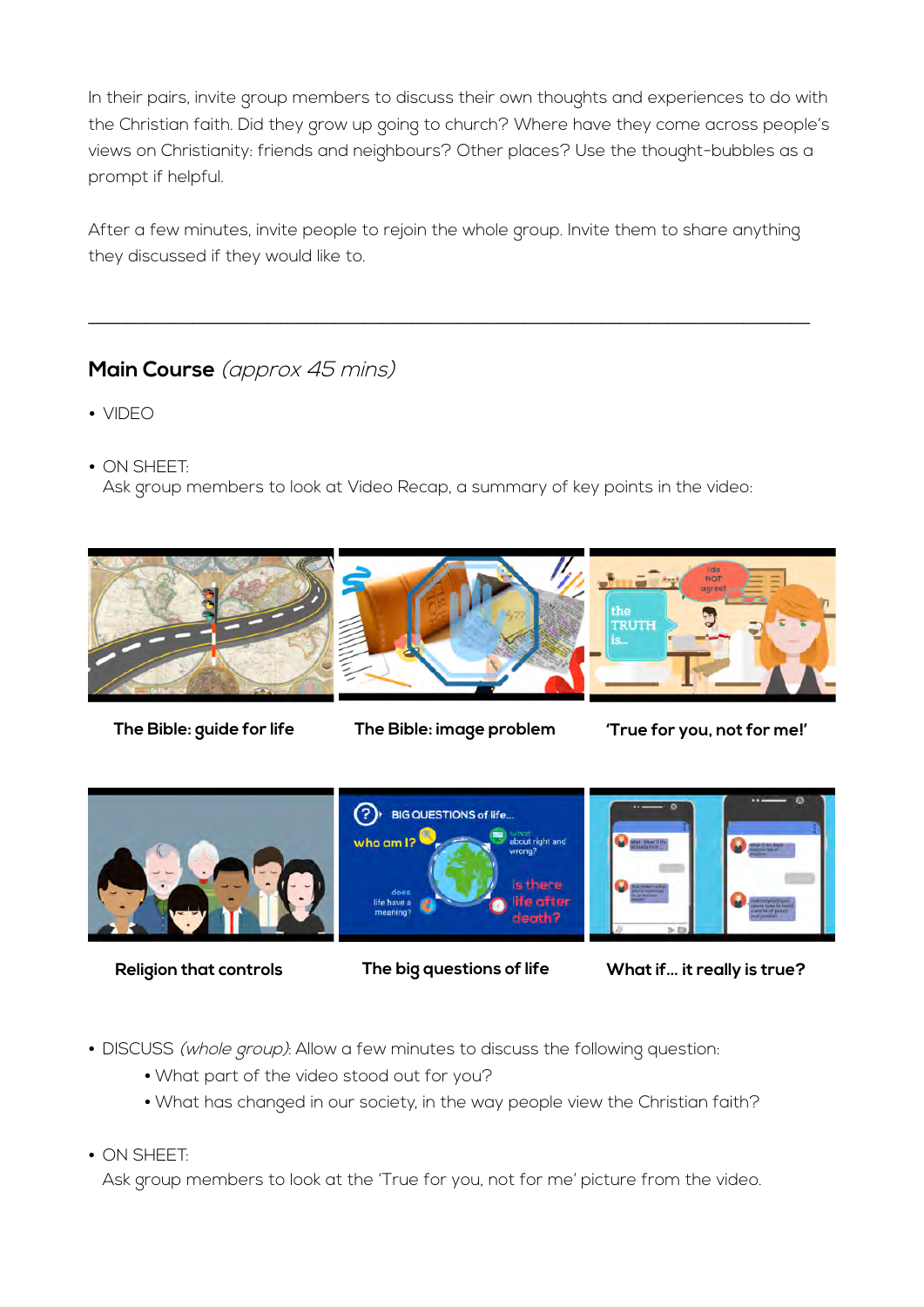In their pairs, invite group members to discuss their own thoughts and experiences to do with the Christian faith. Did they grow up going to church? Where have they come across people's views on Christianity: friends and neighbours? Other places? Use the thought-bubbles as a prompt if helpful.

After a few minutes, invite people to rejoin the whole group. Invite them to share anything they discussed if they would like to.

---

## Main Course *(approx 45 mins)*

- VIDEO

- ON SHEET:
  Ask group members to look at Video Recap, a summary of key points in the video:

The Bible: guide for life

The Bible: image problem

'True for you, not for me!'

Religion that controls

The big questions of life

What if… it really is true?

- DISCUSS *(whole group)*: Allow a few minutes to discuss the following question:
  - What part of the video stood out for you?
  - What has changed in our society, in the way people view the Christian faith?

- ON SHEET:
  Ask group members to look at the 'True for you, not for me' picture from the video.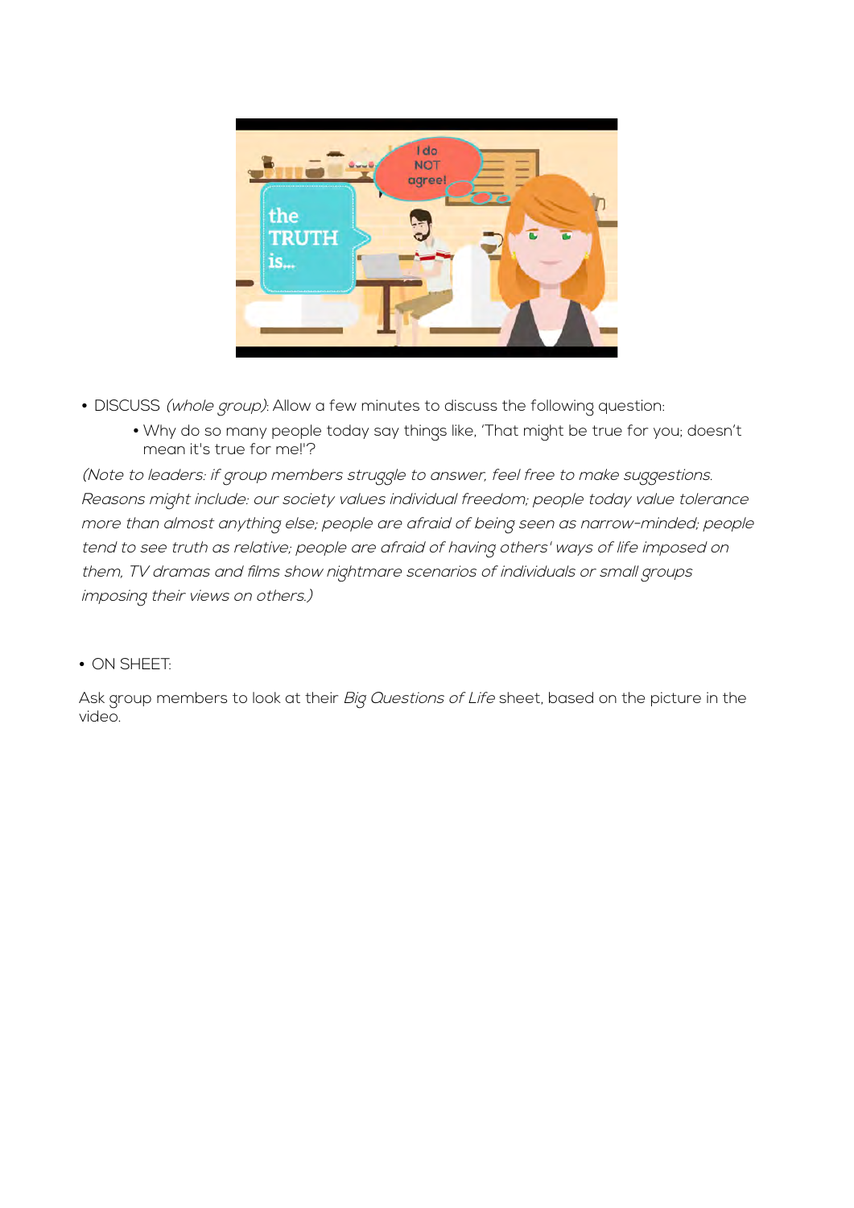- DISCUSS *(whole group)*: Allow a few minutes to discuss the following question:
  - Why do so many people today say things like, 'That might be true for you; doesn't mean it's true for me!'?

*(Note to leaders: if group members struggle to answer, feel free to make suggestions. Reasons might include: our society values individual freedom; people today value tolerance more than almost anything else; people are afraid of being seen as narrow-minded; people tend to see truth as relative; people are afraid of having others' ways of life imposed on them, TV dramas and films show nightmare scenarios of individuals or small groups imposing their views on others.)*

- ON SHEET:

Ask group members to look at their *Big Questions of Life* sheet, based on the picture in the video.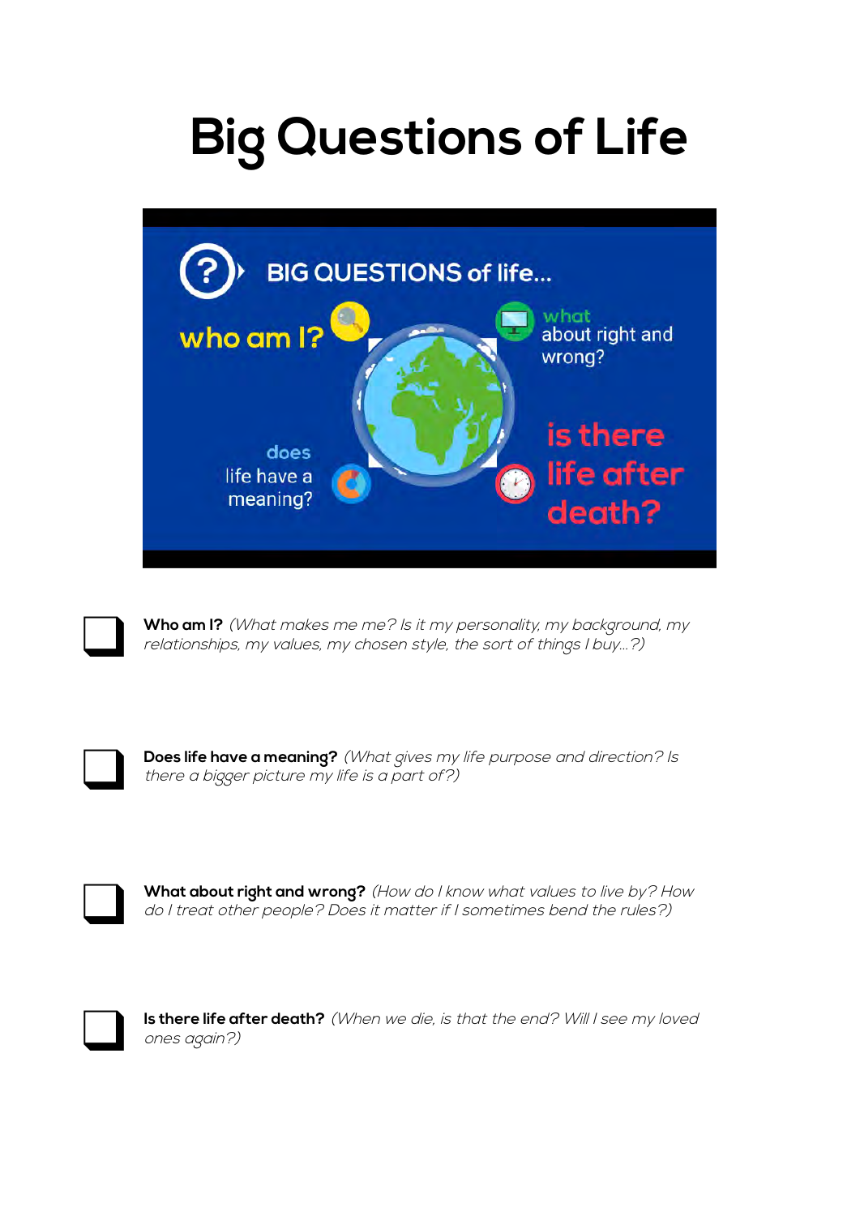# Big Questions of Life

BIG QUESTIONS of life...

who am I?

what about right and wrong?

does life have a meaning?

is there life after death?

- [ ] **Who am I?** *(What makes me me? Is it my personality, my background, my relationships, my values, my chosen style, the sort of things I buy…?)*

- [ ] **Does life have a meaning?** *(What gives my life purpose and direction? Is there a bigger picture my life is a part of?)*

- [ ] **What about right and wrong?** *(How do I know what values to live by? How do I treat other people? Does it matter if I sometimes bend the rules?)*

- [ ] **Is there life after death?** *(When we die, is that the end? Will I see my loved ones again?)*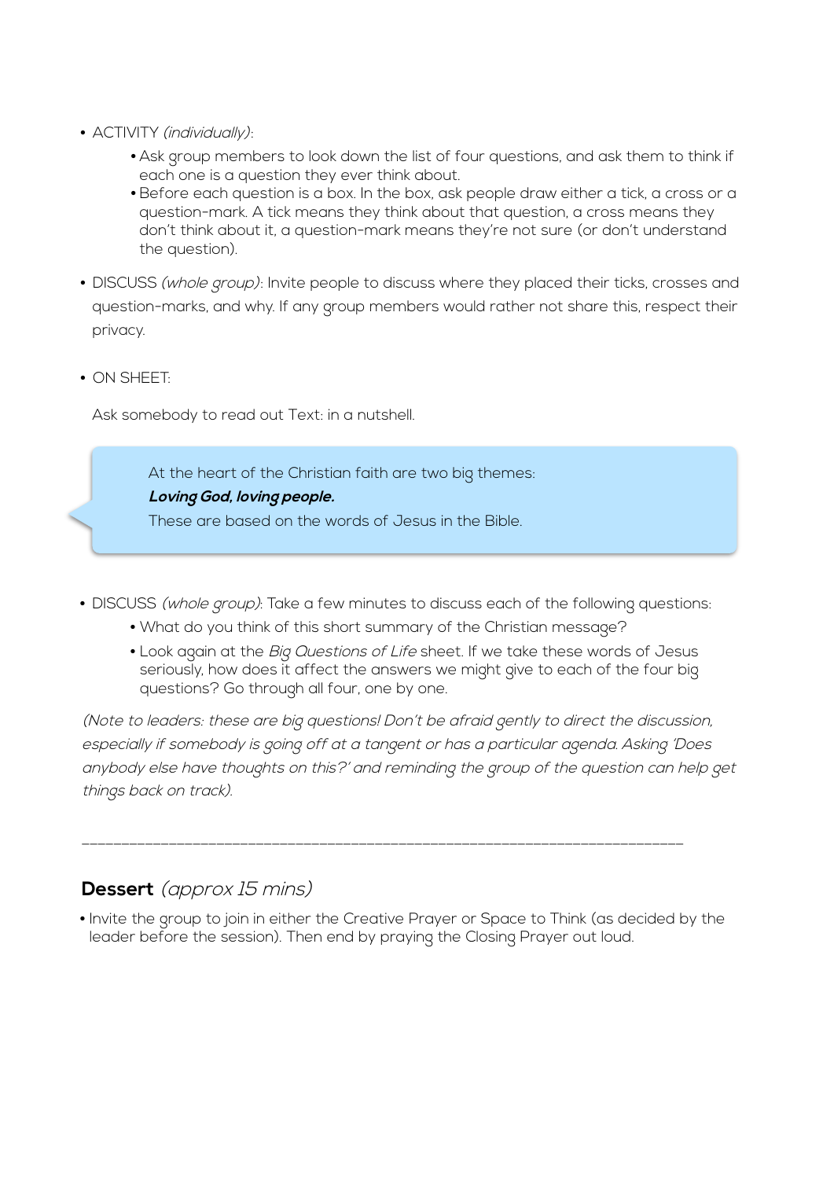- ACTIVITY *(individually)*:
    - Ask group members to look down the list of four questions, and ask them to think if each one is a question they ever think about.
    - Before each question is a box. In the box, ask people draw either a tick, a cross or a question-mark. A tick means they think about that question, a cross means they don't think about it, a question-mark means they're not sure (or don't understand the question).
- DISCUSS *(whole group)*: Invite people to discuss where they placed their ticks, crosses and question-marks, and why. If any group members would rather not share this, respect their privacy.
- ON SHEET:

  Ask somebody to read out Text: in a nutshell.

> At the heart of the Christian faith are two big themes:
> ***Loving God, loving people.***
> These are based on the words of Jesus in the Bible.

- DISCUSS *(whole group)*: Take a few minutes to discuss each of the following questions:
    - What do you think of this short summary of the Christian message?
    - Look again at the *Big Questions of Life* sheet. If we take these words of Jesus seriously, how does it affect the answers we might give to each of the four big questions? Go through all four, one by one.

*(Note to leaders: these are big questions! Don't be afraid gently to direct the discussion, especially if somebody is going off at a tangent or has a particular agenda. Asking 'Does anybody else have thoughts on this?' and reminding the group of the question can help get things back on track).*

---

## **Dessert** *(approx 15 mins)*

- Invite the group to join in either the Creative Prayer or Space to Think (as decided by the leader before the session). Then end by praying the Closing Prayer out loud.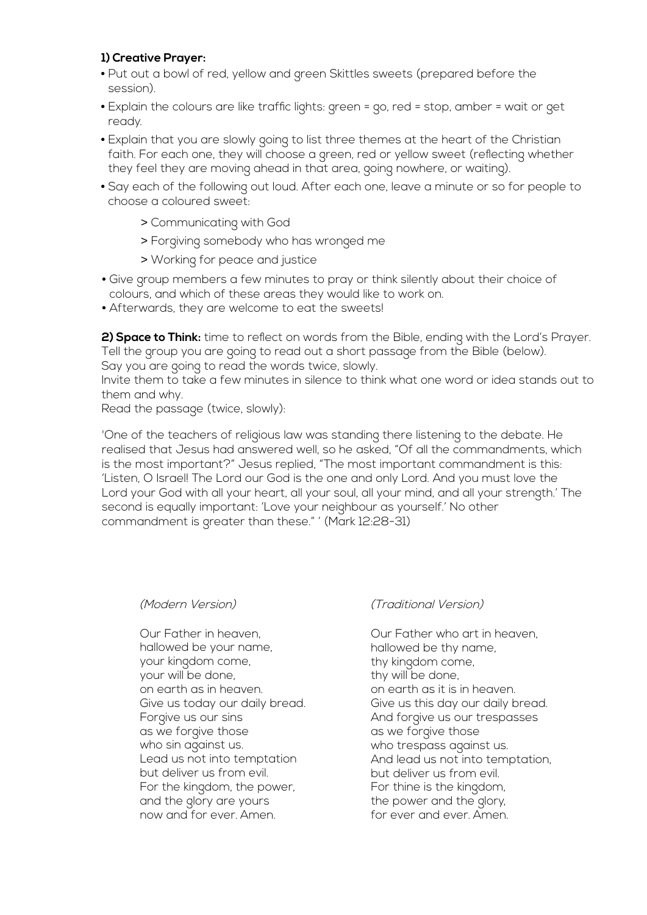**1) Creative Prayer:**

- Put out a bowl of red, yellow and green Skittles sweets (prepared before the session).
- Explain the colours are like traffic lights: green = go, red = stop, amber = wait or get ready.
- Explain that you are slowly going to list three themes at the heart of the Christian faith. For each one, they will choose a green, red or yellow sweet (reflecting whether they feel they are moving ahead in that area, going nowhere, or waiting).
- Say each of the following out loud. After each one, leave a minute or so for people to choose a coloured sweet:
    - > Communicating with God
    - > Forgiving somebody who has wronged me
    - > Working for peace and justice
- Give group members a few minutes to pray or think silently about their choice of colours, and which of these areas they would like to work on.
- Afterwards, they are welcome to eat the sweets!

**2) Space to Think:** time to reflect on words from the Bible, ending with the Lord's Prayer. Tell the group you are going to read out a short passage from the Bible (below). Say you are going to read the words twice, slowly.
Invite them to take a few minutes in silence to think what one word or idea stands out to them and why.
Read the passage (twice, slowly):

'One of the teachers of religious law was standing there listening to the debate. He realised that Jesus had answered well, so he asked, "Of all the commandments, which is the most important?" Jesus replied, "The most important commandment is this: 'Listen, O Israel! The Lord our God is the one and only Lord. And you must love the Lord your God with all your heart, all your soul, all your mind, and all your strength.' The second is equally important: 'Love your neighbour as yourself.' No other commandment is greater than these." ' (Mark 12:28-31)

*(Modern Version)*

Our Father in heaven,
hallowed be your name,
your kingdom come,
your will be done,
on earth as in heaven.
Give us today our daily bread.
Forgive us our sins
as we forgive those
who sin against us.
Lead us not into temptation
but deliver us from evil.
For the kingdom, the power,
and the glory are yours
now and for ever. Amen.

*(Traditional Version)*

Our Father who art in heaven,
hallowed be thy name,
thy kingdom come,
thy will be done,
on earth as it is in heaven.
Give us this day our daily bread.
And forgive us our trespasses
as we forgive those
who trespass against us.
And lead us not into temptation,
but deliver us from evil.
For thine is the kingdom,
the power and the glory,
for ever and ever. Amen.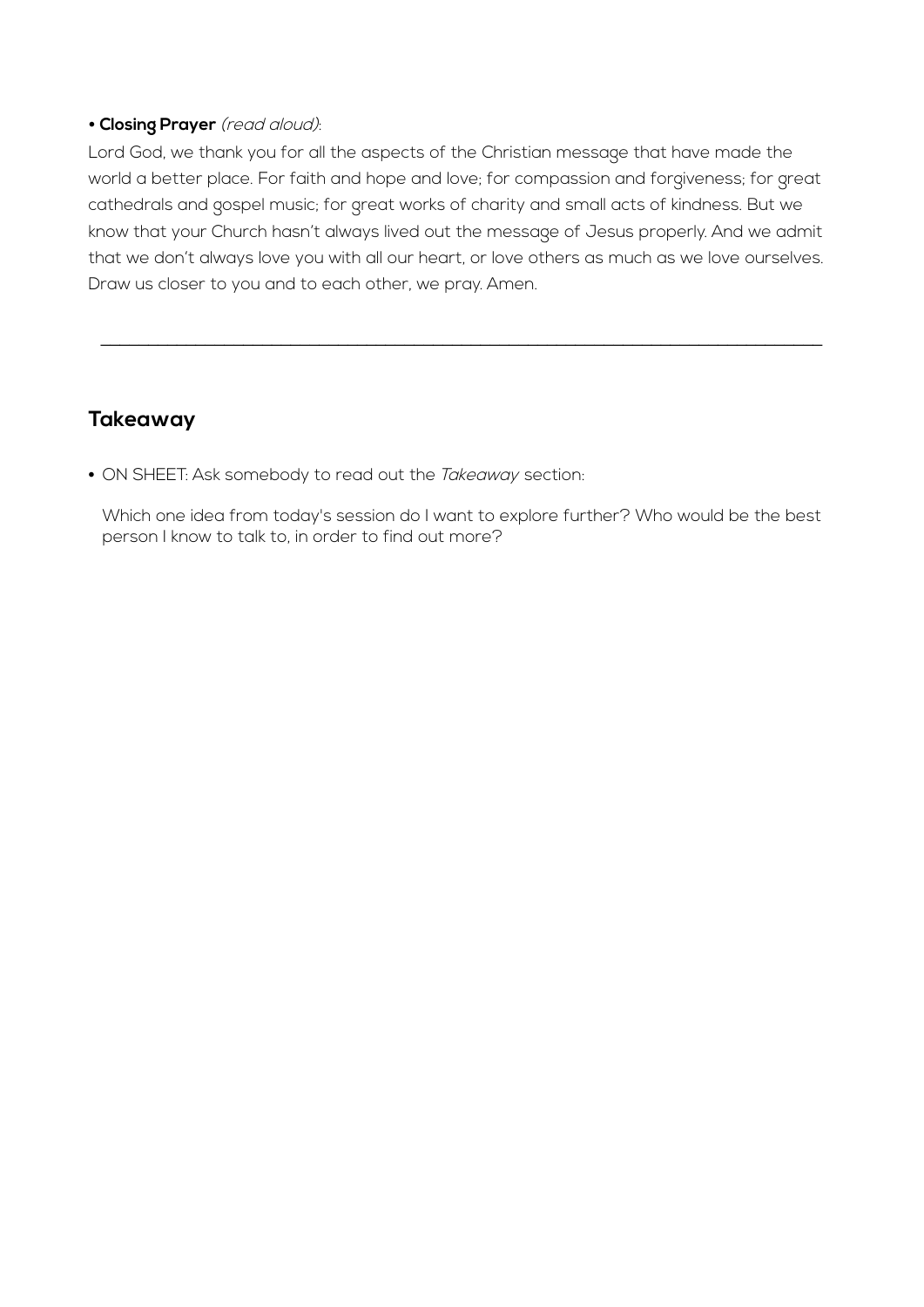- **Closing Prayer** *(read aloud)*:

Lord God, we thank you for all the aspects of the Christian message that have made the world a better place. For faith and hope and love; for compassion and forgiveness; for great cathedrals and gospel music; for great works of charity and small acts of kindness. But we know that your Church hasn't always lived out the message of Jesus properly. And we admit that we don't always love you with all our heart, or love others as much as we love ourselves. Draw us closer to you and to each other, we pray. Amen.

---

## Takeaway

- ON SHEET: Ask somebody to read out the *Takeaway* section:

  Which one idea from today's session do I want to explore further? Who would be the best person I know to talk to, in order to find out more?